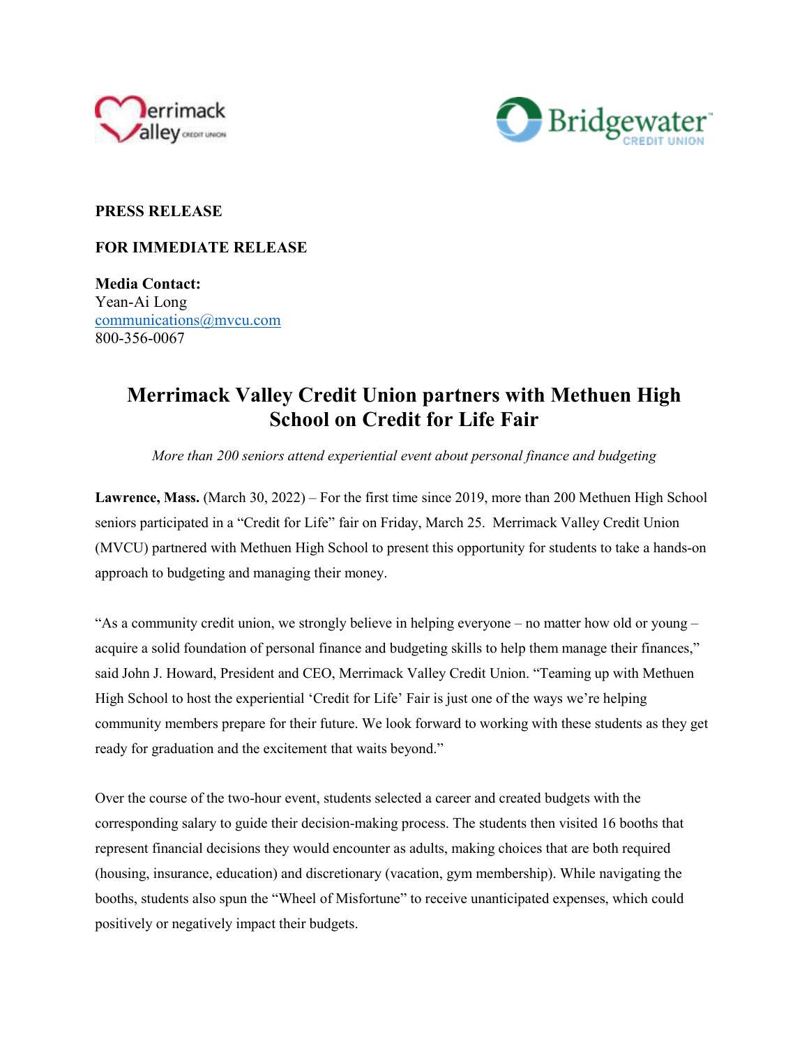**PRESS RELEASE**

**FOR IMMEDIATE RELEASE**

**Media Contact:**
Yean-Ai Long
communications@mvcu.com
800-356-0067

# Merrimack Valley Credit Union partners with Methuen High School on Credit for Life Fair

*More than 200 seniors attend experiential event about personal finance and budgeting*

**Lawrence, Mass.** (March 30, 2022) – For the first time since 2019, more than 200 Methuen High School seniors participated in a "Credit for Life" fair on Friday, March 25. Merrimack Valley Credit Union (MVCU) partnered with Methuen High School to present this opportunity for students to take a hands-on approach to budgeting and managing their money.

"As a community credit union, we strongly believe in helping everyone – no matter how old or young – acquire a solid foundation of personal finance and budgeting skills to help them manage their finances," said John J. Howard, President and CEO, Merrimack Valley Credit Union. "Teaming up with Methuen High School to host the experiential 'Credit for Life' Fair is just one of the ways we're helping community members prepare for their future. We look forward to working with these students as they get ready for graduation and the excitement that waits beyond."

Over the course of the two-hour event, students selected a career and created budgets with the corresponding salary to guide their decision-making process. The students then visited 16 booths that represent financial decisions they would encounter as adults, making choices that are both required (housing, insurance, education) and discretionary (vacation, gym membership). While navigating the booths, students also spun the "Wheel of Misfortune" to receive unanticipated expenses, which could positively or negatively impact their budgets.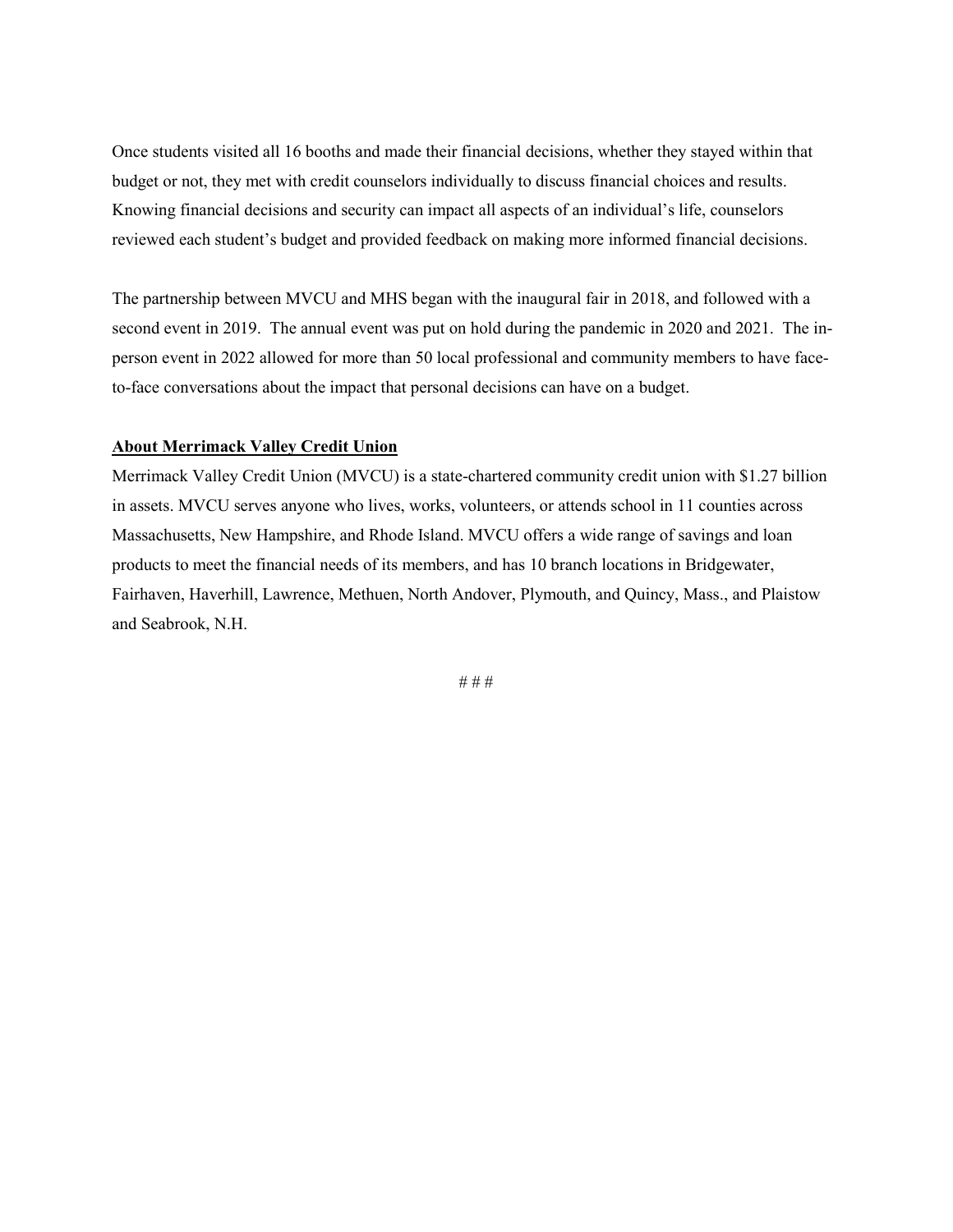Once students visited all 16 booths and made their financial decisions, whether they stayed within that budget or not, they met with credit counselors individually to discuss financial choices and results. Knowing financial decisions and security can impact all aspects of an individual's life, counselors reviewed each student's budget and provided feedback on making more informed financial decisions.

The partnership between MVCU and MHS began with the inaugural fair in 2018, and followed with a second event in 2019. The annual event was put on hold during the pandemic in 2020 and 2021. The in-person event in 2022 allowed for more than 50 local professional and community members to have face-to-face conversations about the impact that personal decisions can have on a budget.

**About Merrimack Valley Credit Union**

Merrimack Valley Credit Union (MVCU) is a state-chartered community credit union with $1.27 billion in assets. MVCU serves anyone who lives, works, volunteers, or attends school in 11 counties across Massachusetts, New Hampshire, and Rhode Island. MVCU offers a wide range of savings and loan products to meet the financial needs of its members, and has 10 branch locations in Bridgewater, Fairhaven, Haverhill, Lawrence, Methuen, North Andover, Plymouth, and Quincy, Mass., and Plaistow and Seabrook, N.H.

# # #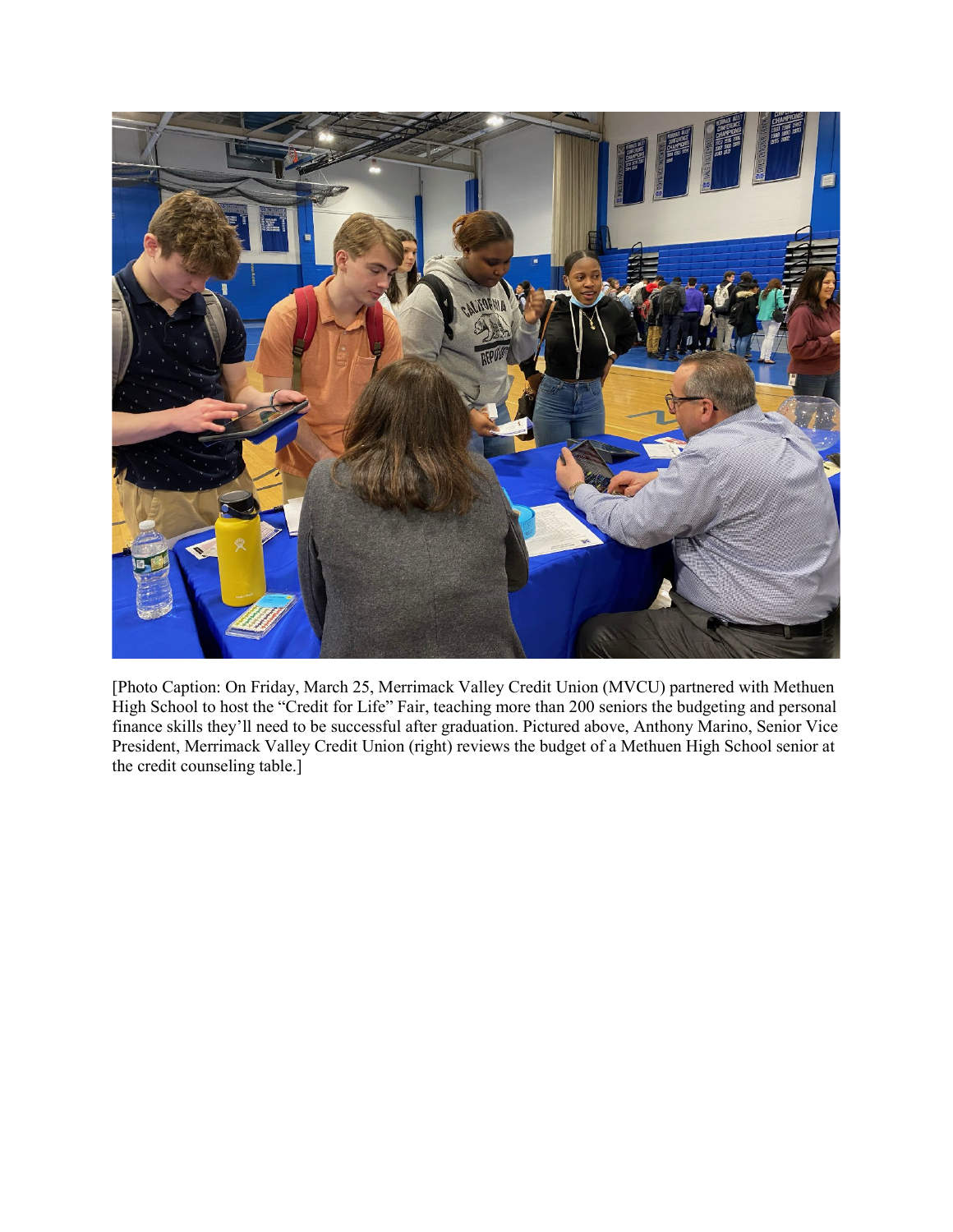[Photo Caption: On Friday, March 25, Merrimack Valley Credit Union (MVCU) partnered with Methuen High School to host the "Credit for Life" Fair, teaching more than 200 seniors the budgeting and personal finance skills they'll need to be successful after graduation. Pictured above, Anthony Marino, Senior Vice President, Merrimack Valley Credit Union (right) reviews the budget of a Methuen High School senior at the credit counseling table.]